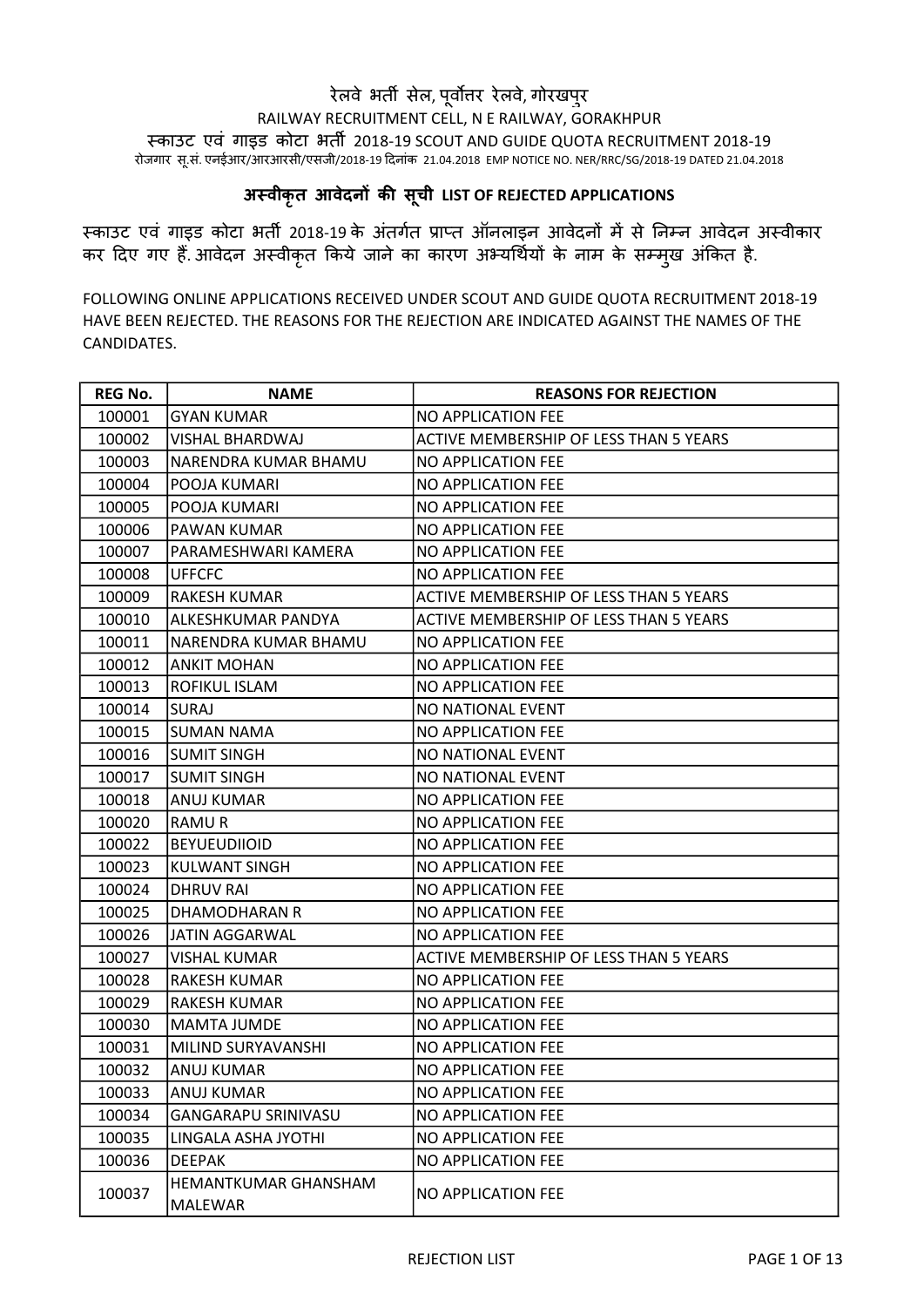# रेलवे भर्ती सेल, पूर्वोत्तर रेलवे, गोरखपुर

RAILWAY RECRUITMENT CELL, N E RAILWAY, GORAKHPUR

स्काउट एवं गाइड कोटा भर्ती 2018-19 SCOUT AND GUIDE QUOTA RECRUITMENT 2018-19

रोजगार सू.सं. एनईआर/आरआरसी/एसजी/2018-19 दिनांक 21.04.2018 EMP NOTICE NO. NER/RRC/SG/2018-19 DATED 21.04.2018

## अस्वीकृत आवेदनों की सूची LIST OF REJECTED APPLICATIONS

स्काउट एवं गाइड कोटा भर्ती 2018-19 के अंतर्गत प्राप्त ऑनलाइन आवेदनों में से निम्न आवेदन अस्वीकार कर दिए गए हैं. आवेदन अस्वीकृत किये जाने का कारण अभ्यर्थियों के नाम के सम्मुख अंकित है.

FOLLOWING ONLINE APPLICATIONS RECEIVED UNDER SCOUT AND GUIDE QUOTA RECRUITMENT 2018-19 HAVE BEEN REJECTED. THE REASONS FOR THE REJECTION ARE INDICATED AGAINST THE NAMES OF THE CANDIDATES.

| REG No. | NAME | REASONS FOR REJECTION |
|---|---|---|
| 100001 | GYAN KUMAR | NO APPLICATION FEE |
| 100002 | VISHAL BHARDWAJ | ACTIVE MEMBERSHIP OF LESS THAN 5 YEARS |
| 100003 | NARENDRA KUMAR BHAMU | NO APPLICATION FEE |
| 100004 | POOJA KUMARI | NO APPLICATION FEE |
| 100005 | POOJA KUMARI | NO APPLICATION FEE |
| 100006 | PAWAN KUMAR | NO APPLICATION FEE |
| 100007 | PARAMESHWARI KAMERA | NO APPLICATION FEE |
| 100008 | UFFCFC | NO APPLICATION FEE |
| 100009 | RAKESH KUMAR | ACTIVE MEMBERSHIP OF LESS THAN 5 YEARS |
| 100010 | ALKESHKUMAR PANDYA | ACTIVE MEMBERSHIP OF LESS THAN 5 YEARS |
| 100011 | NARENDRA KUMAR BHAMU | NO APPLICATION FEE |
| 100012 | ANKIT MOHAN | NO APPLICATION FEE |
| 100013 | ROFIKUL ISLAM | NO APPLICATION FEE |
| 100014 | SURAJ | NO NATIONAL EVENT |
| 100015 | SUMAN NAMA | NO APPLICATION FEE |
| 100016 | SUMIT SINGH | NO NATIONAL EVENT |
| 100017 | SUMIT SINGH | NO NATIONAL EVENT |
| 100018 | ANUJ KUMAR | NO APPLICATION FEE |
| 100020 | RAMU R | NO APPLICATION FEE |
| 100022 | BEYUEUDIIOID | NO APPLICATION FEE |
| 100023 | KULWANT SINGH | NO APPLICATION FEE |
| 100024 | DHRUV RAI | NO APPLICATION FEE |
| 100025 | DHAMODHARAN R | NO APPLICATION FEE |
| 100026 | JATIN AGGARWAL | NO APPLICATION FEE |
| 100027 | VISHAL KUMAR | ACTIVE MEMBERSHIP OF LESS THAN 5 YEARS |
| 100028 | RAKESH KUMAR | NO APPLICATION FEE |
| 100029 | RAKESH KUMAR | NO APPLICATION FEE |
| 100030 | MAMTA JUMDE | NO APPLICATION FEE |
| 100031 | MILIND SURYAVANSHI | NO APPLICATION FEE |
| 100032 | ANUJ KUMAR | NO APPLICATION FEE |
| 100033 | ANUJ KUMAR | NO APPLICATION FEE |
| 100034 | GANGARAPU SRINIVASU | NO APPLICATION FEE |
| 100035 | LINGALA ASHA JYOTHI | NO APPLICATION FEE |
| 100036 | DEEPAK | NO APPLICATION FEE |
| 100037 | HEMANTKUMAR GHANSHAM MALEWAR | NO APPLICATION FEE |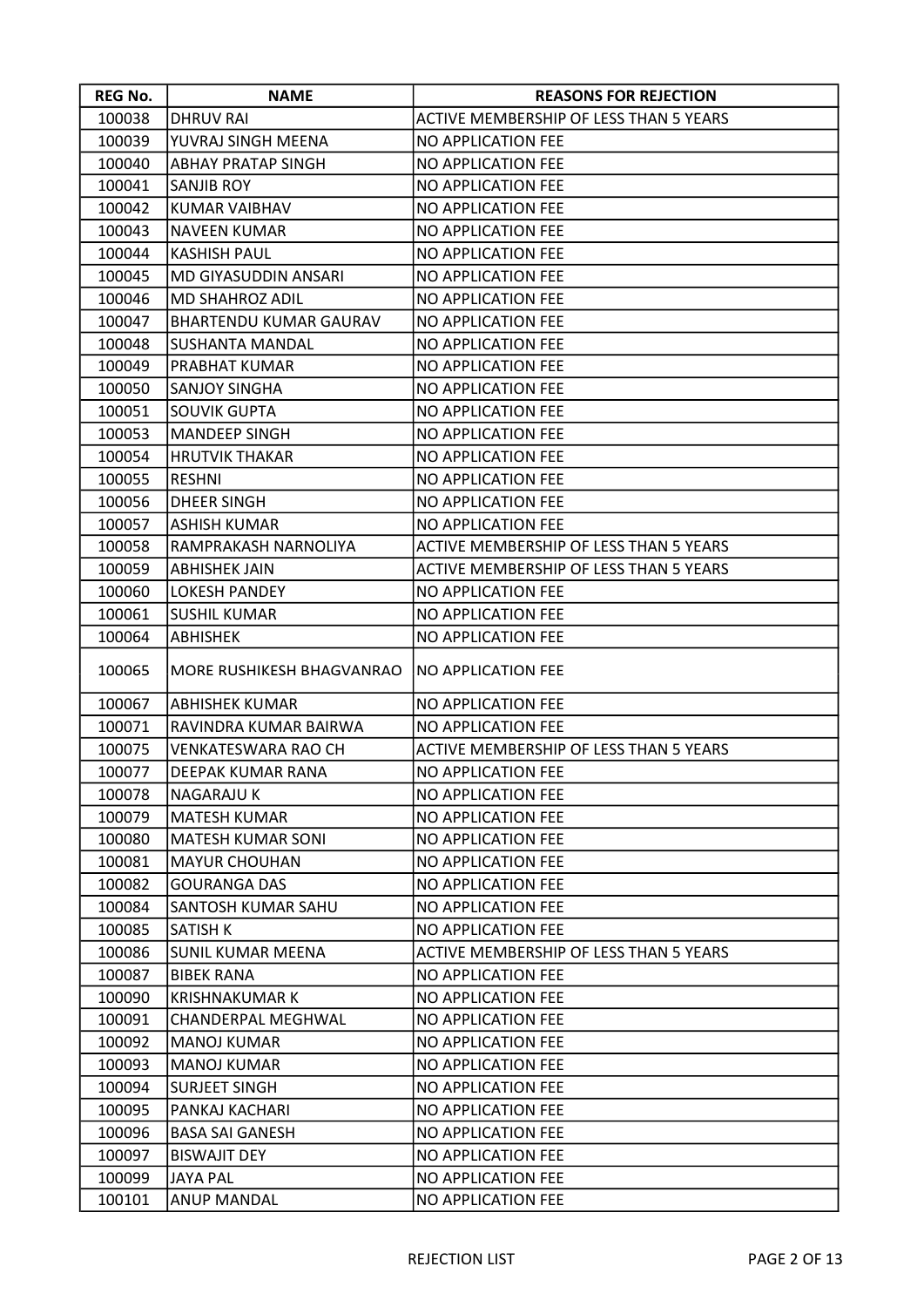| REG No. | NAME | REASONS FOR REJECTION |
| --- | --- | --- |
| 100038 | DHRUV RAI | ACTIVE MEMBERSHIP OF LESS THAN 5 YEARS |
| 100039 | YUVRAJ SINGH MEENA | NO APPLICATION FEE |
| 100040 | ABHAY PRATAP SINGH | NO APPLICATION FEE |
| 100041 | SANJIB ROY | NO APPLICATION FEE |
| 100042 | KUMAR VAIBHAV | NO APPLICATION FEE |
| 100043 | NAVEEN KUMAR | NO APPLICATION FEE |
| 100044 | KASHISH PAUL | NO APPLICATION FEE |
| 100045 | MD GIYASUDDIN ANSARI | NO APPLICATION FEE |
| 100046 | MD SHAHROZ ADIL | NO APPLICATION FEE |
| 100047 | BHARTENDU KUMAR GAURAV | NO APPLICATION FEE |
| 100048 | SUSHANTA MANDAL | NO APPLICATION FEE |
| 100049 | PRABHAT KUMAR | NO APPLICATION FEE |
| 100050 | SANJOY SINGHA | NO APPLICATION FEE |
| 100051 | SOUVIK GUPTA | NO APPLICATION FEE |
| 100053 | MANDEEP SINGH | NO APPLICATION FEE |
| 100054 | HRUTVIK THAKAR | NO APPLICATION FEE |
| 100055 | RESHNI | NO APPLICATION FEE |
| 100056 | DHEER SINGH | NO APPLICATION FEE |
| 100057 | ASHISH KUMAR | NO APPLICATION FEE |
| 100058 | RAMPRAKASH NARNOLIYA | ACTIVE MEMBERSHIP OF LESS THAN 5 YEARS |
| 100059 | ABHISHEK JAIN | ACTIVE MEMBERSHIP OF LESS THAN 5 YEARS |
| 100060 | LOKESH PANDEY | NO APPLICATION FEE |
| 100061 | SUSHIL KUMAR | NO APPLICATION FEE |
| 100064 | ABHISHEK | NO APPLICATION FEE |
| 100065 | MORE RUSHIKESH BHAGVANRAO | NO APPLICATION FEE |
| 100067 | ABHISHEK KUMAR | NO APPLICATION FEE |
| 100071 | RAVINDRA KUMAR BAIRWA | NO APPLICATION FEE |
| 100075 | VENKATESWARA RAO CH | ACTIVE MEMBERSHIP OF LESS THAN 5 YEARS |
| 100077 | DEEPAK KUMAR RANA | NO APPLICATION FEE |
| 100078 | NAGARAJU K | NO APPLICATION FEE |
| 100079 | MATESH KUMAR | NO APPLICATION FEE |
| 100080 | MATESH KUMAR SONI | NO APPLICATION FEE |
| 100081 | MAYUR CHOUHAN | NO APPLICATION FEE |
| 100082 | GOURANGA DAS | NO APPLICATION FEE |
| 100084 | SANTOSH KUMAR SAHU | NO APPLICATION FEE |
| 100085 | SATISH K | NO APPLICATION FEE |
| 100086 | SUNIL KUMAR MEENA | ACTIVE MEMBERSHIP OF LESS THAN 5 YEARS |
| 100087 | BIBEK RANA | NO APPLICATION FEE |
| 100090 | KRISHNAKUMAR K | NO APPLICATION FEE |
| 100091 | CHANDERPAL MEGHWAL | NO APPLICATION FEE |
| 100092 | MANOJ KUMAR | NO APPLICATION FEE |
| 100093 | MANOJ KUMAR | NO APPLICATION FEE |
| 100094 | SURJEET SINGH | NO APPLICATION FEE |
| 100095 | PANKAJ KACHARI | NO APPLICATION FEE |
| 100096 | BASA SAI GANESH | NO APPLICATION FEE |
| 100097 | BISWAJIT DEY | NO APPLICATION FEE |
| 100099 | JAYA PAL | NO APPLICATION FEE |
| 100101 | ANUP MANDAL | NO APPLICATION FEE |

REJECTION LIST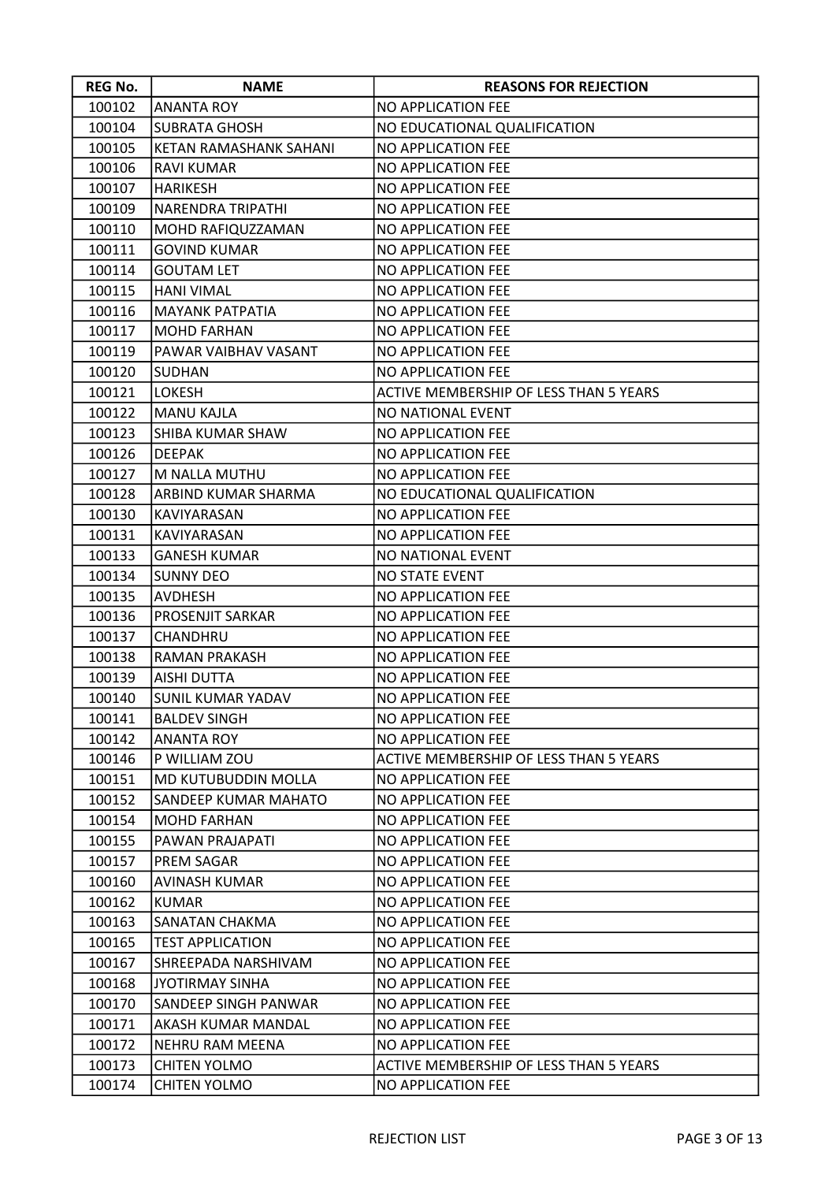| REG No. | NAME | REASONS FOR REJECTION |
|---|---|---|
| 100102 | ANANTA ROY | NO APPLICATION FEE |
| 100104 | SUBRATA GHOSH | NO EDUCATIONAL QUALIFICATION |
| 100105 | KETAN RAMASHANK SAHANI | NO APPLICATION FEE |
| 100106 | RAVI KUMAR | NO APPLICATION FEE |
| 100107 | HARIKESH | NO APPLICATION FEE |
| 100109 | NARENDRA TRIPATHI | NO APPLICATION FEE |
| 100110 | MOHD RAFIQUZZAMAN | NO APPLICATION FEE |
| 100111 | GOVIND KUMAR | NO APPLICATION FEE |
| 100114 | GOUTAM LET | NO APPLICATION FEE |
| 100115 | HANI VIMAL | NO APPLICATION FEE |
| 100116 | MAYANK PATPATIA | NO APPLICATION FEE |
| 100117 | MOHD FARHAN | NO APPLICATION FEE |
| 100119 | PAWAR VAIBHAV VASANT | NO APPLICATION FEE |
| 100120 | SUDHAN | NO APPLICATION FEE |
| 100121 | LOKESH | ACTIVE MEMBERSHIP OF LESS THAN 5 YEARS |
| 100122 | MANU KAJLA | NO NATIONAL EVENT |
| 100123 | SHIBA KUMAR SHAW | NO APPLICATION FEE |
| 100126 | DEEPAK | NO APPLICATION FEE |
| 100127 | M NALLA MUTHU | NO APPLICATION FEE |
| 100128 | ARBIND KUMAR SHARMA | NO EDUCATIONAL QUALIFICATION |
| 100130 | KAVIYARASAN | NO APPLICATION FEE |
| 100131 | KAVIYARASAN | NO APPLICATION FEE |
| 100133 | GANESH KUMAR | NO NATIONAL EVENT |
| 100134 | SUNNY DEO | NO STATE EVENT |
| 100135 | AVDHESH | NO APPLICATION FEE |
| 100136 | PROSENJIT SARKAR | NO APPLICATION FEE |
| 100137 | CHANDHRU | NO APPLICATION FEE |
| 100138 | RAMAN PRAKASH | NO APPLICATION FEE |
| 100139 | AISHI DUTTA | NO APPLICATION FEE |
| 100140 | SUNIL KUMAR YADAV | NO APPLICATION FEE |
| 100141 | BALDEV SINGH | NO APPLICATION FEE |
| 100142 | ANANTA ROY | NO APPLICATION FEE |
| 100146 | P WILLIAM ZOU | ACTIVE MEMBERSHIP OF LESS THAN 5 YEARS |
| 100151 | MD KUTUBUDDIN MOLLA | NO APPLICATION FEE |
| 100152 | SANDEEP KUMAR MAHATO | NO APPLICATION FEE |
| 100154 | MOHD FARHAN | NO APPLICATION FEE |
| 100155 | PAWAN PRAJAPATI | NO APPLICATION FEE |
| 100157 | PREM SAGAR | NO APPLICATION FEE |
| 100160 | AVINASH KUMAR | NO APPLICATION FEE |
| 100162 | KUMAR | NO APPLICATION FEE |
| 100163 | SANATAN CHAKMA | NO APPLICATION FEE |
| 100165 | TEST APPLICATION | NO APPLICATION FEE |
| 100167 | SHREEPADA NARSHIVAM | NO APPLICATION FEE |
| 100168 | JYOTIRMAY SINHA | NO APPLICATION FEE |
| 100170 | SANDEEP SINGH PANWAR | NO APPLICATION FEE |
| 100171 | AKASH KUMAR MANDAL | NO APPLICATION FEE |
| 100172 | NEHRU RAM MEENA | NO APPLICATION FEE |
| 100173 | CHITEN YOLMO | ACTIVE MEMBERSHIP OF LESS THAN 5 YEARS |
| 100174 | CHITEN YOLMO | NO APPLICATION FEE |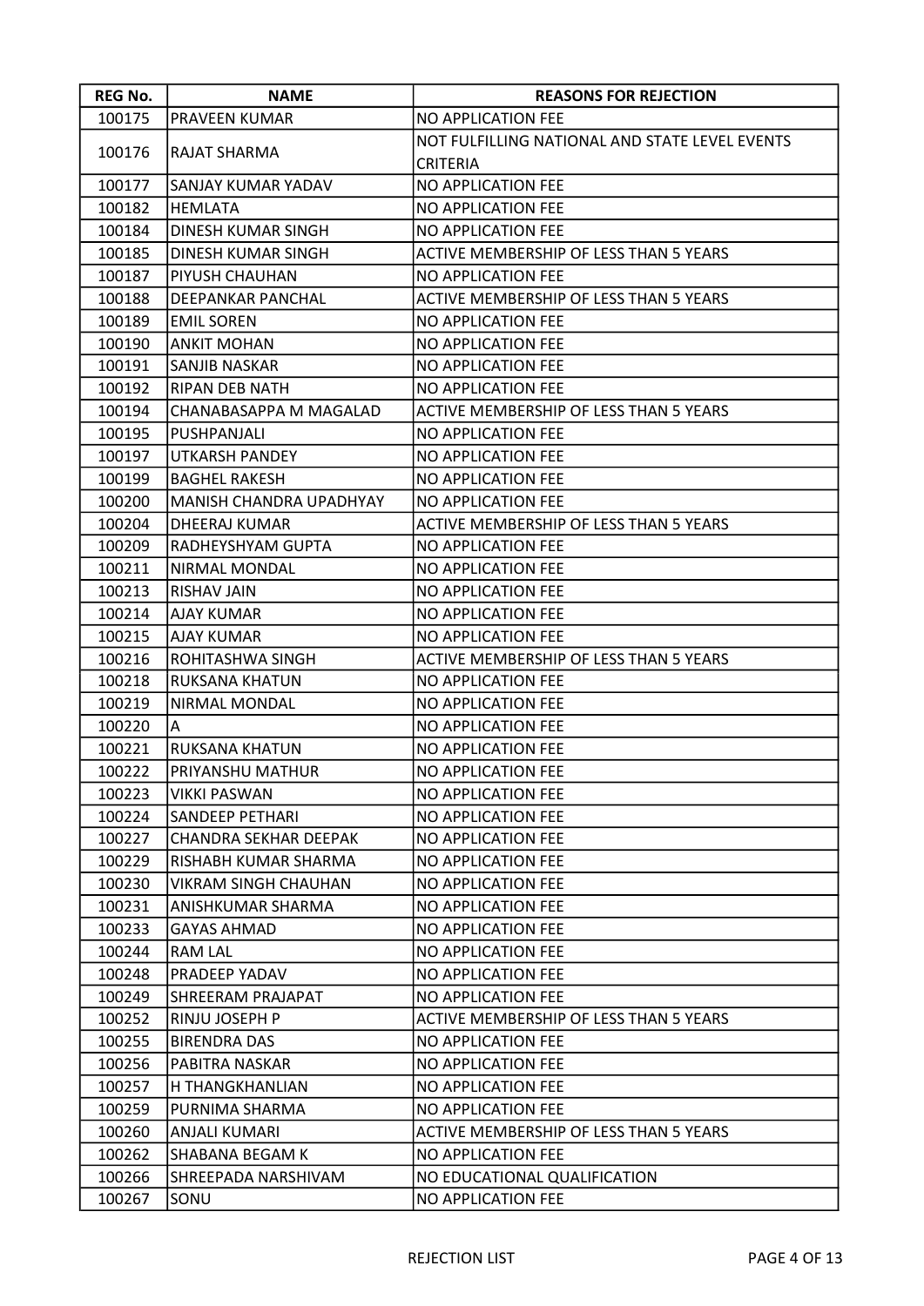| REG No. | NAME | REASONS FOR REJECTION |
|---|---|---|
| 100175 | PRAVEEN KUMAR | NO APPLICATION FEE |
| 100176 | RAJAT SHARMA | NOT FULFILLING NATIONAL AND STATE LEVEL EVENTS CRITERIA |
| 100177 | SANJAY KUMAR YADAV | NO APPLICATION FEE |
| 100182 | HEMLATA | NO APPLICATION FEE |
| 100184 | DINESH KUMAR SINGH | NO APPLICATION FEE |
| 100185 | DINESH KUMAR SINGH | ACTIVE MEMBERSHIP OF LESS THAN 5 YEARS |
| 100187 | PIYUSH CHAUHAN | NO APPLICATION FEE |
| 100188 | DEEPANKAR PANCHAL | ACTIVE MEMBERSHIP OF LESS THAN 5 YEARS |
| 100189 | EMIL SOREN | NO APPLICATION FEE |
| 100190 | ANKIT MOHAN | NO APPLICATION FEE |
| 100191 | SANJIB NASKAR | NO APPLICATION FEE |
| 100192 | RIPAN DEB NATH | NO APPLICATION FEE |
| 100194 | CHANABASAPPA M MAGALAD | ACTIVE MEMBERSHIP OF LESS THAN 5 YEARS |
| 100195 | PUSHPANJALI | NO APPLICATION FEE |
| 100197 | UTKARSH PANDEY | NO APPLICATION FEE |
| 100199 | BAGHEL RAKESH | NO APPLICATION FEE |
| 100200 | MANISH CHANDRA UPADHYAY | NO APPLICATION FEE |
| 100204 | DHEERAJ KUMAR | ACTIVE MEMBERSHIP OF LESS THAN 5 YEARS |
| 100209 | RADHEYSHYAM GUPTA | NO APPLICATION FEE |
| 100211 | NIRMAL MONDAL | NO APPLICATION FEE |
| 100213 | RISHAV JAIN | NO APPLICATION FEE |
| 100214 | AJAY KUMAR | NO APPLICATION FEE |
| 100215 | AJAY KUMAR | NO APPLICATION FEE |
| 100216 | ROHITASHWA SINGH | ACTIVE MEMBERSHIP OF LESS THAN 5 YEARS |
| 100218 | RUKSANA KHATUN | NO APPLICATION FEE |
| 100219 | NIRMAL MONDAL | NO APPLICATION FEE |
| 100220 | A | NO APPLICATION FEE |
| 100221 | RUKSANA KHATUN | NO APPLICATION FEE |
| 100222 | PRIYANSHU MATHUR | NO APPLICATION FEE |
| 100223 | VIKKI PASWAN | NO APPLICATION FEE |
| 100224 | SANDEEP PETHARI | NO APPLICATION FEE |
| 100227 | CHANDRA SEKHAR DEEPAK | NO APPLICATION FEE |
| 100229 | RISHABH KUMAR SHARMA | NO APPLICATION FEE |
| 100230 | VIKRAM SINGH CHAUHAN | NO APPLICATION FEE |
| 100231 | ANISHKUMAR SHARMA | NO APPLICATION FEE |
| 100233 | GAYAS AHMAD | NO APPLICATION FEE |
| 100244 | RAM LAL | NO APPLICATION FEE |
| 100248 | PRADEEP YADAV | NO APPLICATION FEE |
| 100249 | SHREERAM PRAJAPAT | NO APPLICATION FEE |
| 100252 | RINJU JOSEPH P | ACTIVE MEMBERSHIP OF LESS THAN 5 YEARS |
| 100255 | BIRENDRA DAS | NO APPLICATION FEE |
| 100256 | PABITRA NASKAR | NO APPLICATION FEE |
| 100257 | H THANGKHANLIAN | NO APPLICATION FEE |
| 100259 | PURNIMA SHARMA | NO APPLICATION FEE |
| 100260 | ANJALI KUMARI | ACTIVE MEMBERSHIP OF LESS THAN 5 YEARS |
| 100262 | SHABANA BEGAM K | NO APPLICATION FEE |
| 100266 | SHREEPADA NARSHIVAM | NO EDUCATIONAL QUALIFICATION |
| 100267 | SONU | NO APPLICATION FEE |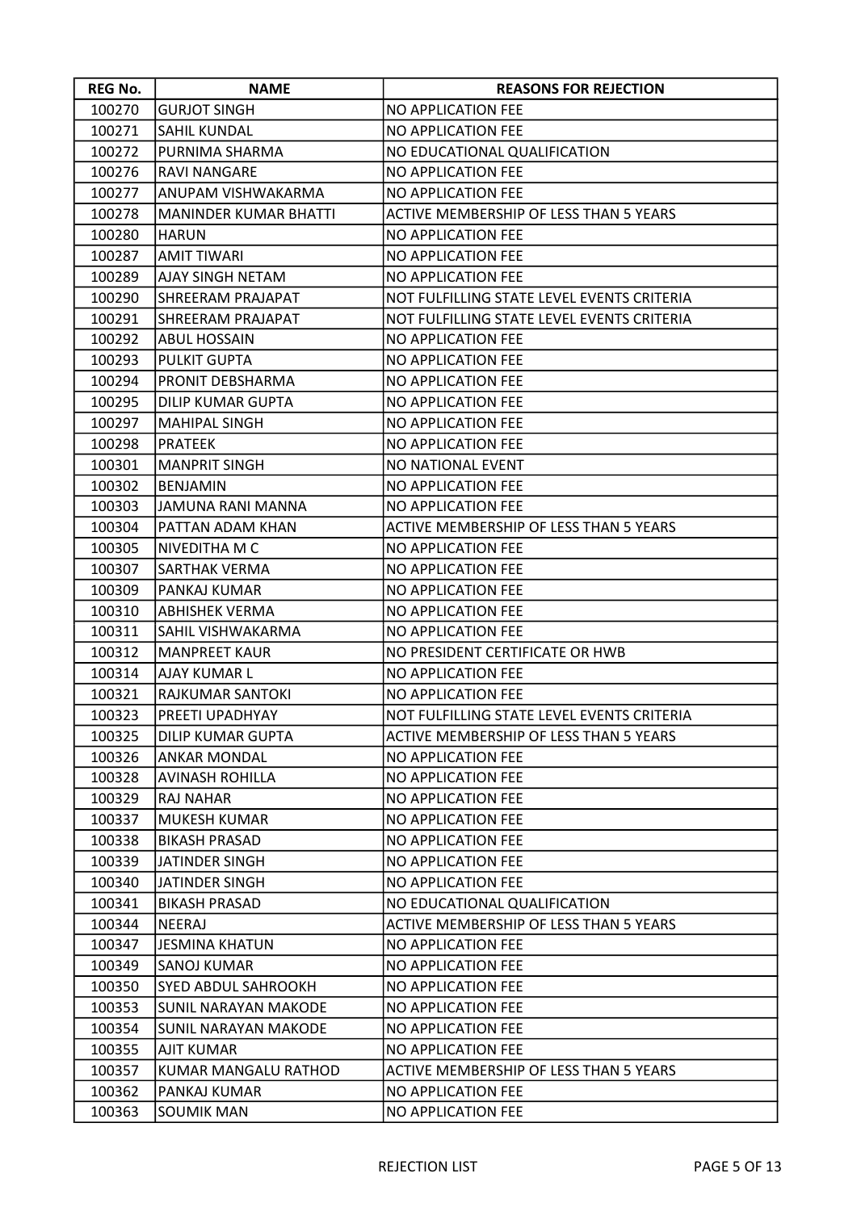| REG No. | NAME | REASONS FOR REJECTION |
|---|---|---|
| 100270 | GURJOT SINGH | NO APPLICATION FEE |
| 100271 | SAHIL KUNDAL | NO APPLICATION FEE |
| 100272 | PURNIMA SHARMA | NO EDUCATIONAL QUALIFICATION |
| 100276 | RAVI NANGARE | NO APPLICATION FEE |
| 100277 | ANUPAM VISHWAKARMA | NO APPLICATION FEE |
| 100278 | MANINDER KUMAR BHATTI | ACTIVE MEMBERSHIP OF LESS THAN 5 YEARS |
| 100280 | HARUN | NO APPLICATION FEE |
| 100287 | AMIT TIWARI | NO APPLICATION FEE |
| 100289 | AJAY SINGH NETAM | NO APPLICATION FEE |
| 100290 | SHREERAM PRAJAPAT | NOT FULFILLING STATE LEVEL EVENTS CRITERIA |
| 100291 | SHREERAM PRAJAPAT | NOT FULFILLING STATE LEVEL EVENTS CRITERIA |
| 100292 | ABUL HOSSAIN | NO APPLICATION FEE |
| 100293 | PULKIT GUPTA | NO APPLICATION FEE |
| 100294 | PRONIT DEBSHARMA | NO APPLICATION FEE |
| 100295 | DILIP KUMAR GUPTA | NO APPLICATION FEE |
| 100297 | MAHIPAL SINGH | NO APPLICATION FEE |
| 100298 | PRATEEK | NO APPLICATION FEE |
| 100301 | MANPRIT SINGH | NO NATIONAL EVENT |
| 100302 | BENJAMIN | NO APPLICATION FEE |
| 100303 | JAMUNA RANI MANNA | NO APPLICATION FEE |
| 100304 | PATTAN ADAM KHAN | ACTIVE MEMBERSHIP OF LESS THAN 5 YEARS |
| 100305 | NIVEDITHA M C | NO APPLICATION FEE |
| 100307 | SARTHAK VERMA | NO APPLICATION FEE |
| 100309 | PANKAJ KUMAR | NO APPLICATION FEE |
| 100310 | ABHISHEK VERMA | NO APPLICATION FEE |
| 100311 | SAHIL VISHWAKARMA | NO APPLICATION FEE |
| 100312 | MANPREET KAUR | NO PRESIDENT CERTIFICATE OR HWB |
| 100314 | AJAY KUMAR L | NO APPLICATION FEE |
| 100321 | RAJKUMAR SANTOKI | NO APPLICATION FEE |
| 100323 | PREETI UPADHYAY | NOT FULFILLING STATE LEVEL EVENTS CRITERIA |
| 100325 | DILIP KUMAR GUPTA | ACTIVE MEMBERSHIP OF LESS THAN 5 YEARS |
| 100326 | ANKAR MONDAL | NO APPLICATION FEE |
| 100328 | AVINASH ROHILLA | NO APPLICATION FEE |
| 100329 | RAJ NAHAR | NO APPLICATION FEE |
| 100337 | MUKESH KUMAR | NO APPLICATION FEE |
| 100338 | BIKASH PRASAD | NO APPLICATION FEE |
| 100339 | JATINDER SINGH | NO APPLICATION FEE |
| 100340 | JATINDER SINGH | NO APPLICATION FEE |
| 100341 | BIKASH PRASAD | NO EDUCATIONAL QUALIFICATION |
| 100344 | NEERAJ | ACTIVE MEMBERSHIP OF LESS THAN 5 YEARS |
| 100347 | JESMINA KHATUN | NO APPLICATION FEE |
| 100349 | SANOJ KUMAR | NO APPLICATION FEE |
| 100350 | SYED ABDUL SAHROOKH | NO APPLICATION FEE |
| 100353 | SUNIL NARAYAN MAKODE | NO APPLICATION FEE |
| 100354 | SUNIL NARAYAN MAKODE | NO APPLICATION FEE |
| 100355 | AJIT KUMAR | NO APPLICATION FEE |
| 100357 | KUMAR MANGALU RATHOD | ACTIVE MEMBERSHIP OF LESS THAN 5 YEARS |
| 100362 | PANKAJ KUMAR | NO APPLICATION FEE |
| 100363 | SOUMIK MAN | NO APPLICATION FEE |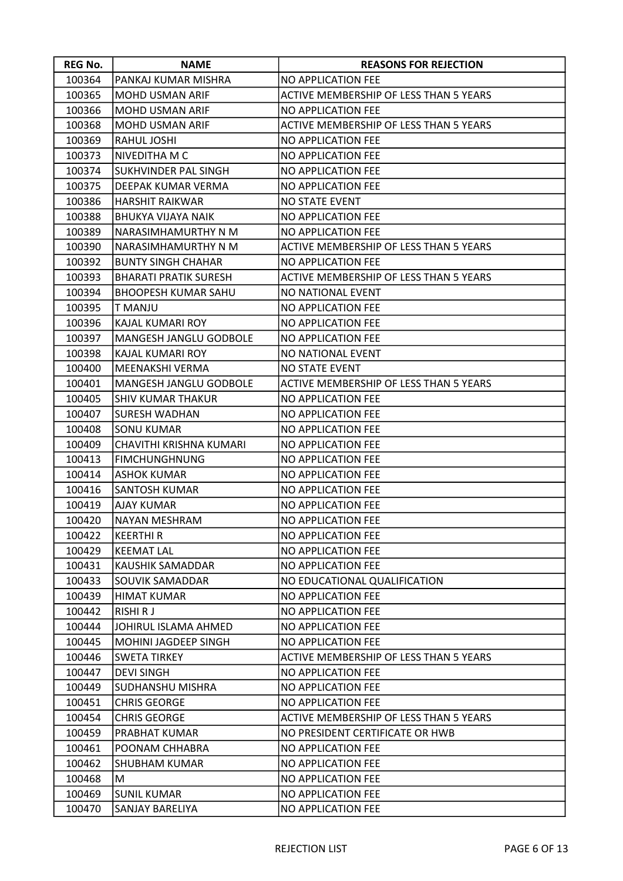| REG No. | NAME | REASONS FOR REJECTION |
|---|---|---|
| 100364 | PANKAJ KUMAR MISHRA | NO APPLICATION FEE |
| 100365 | MOHD USMAN ARIF | ACTIVE MEMBERSHIP OF LESS THAN 5 YEARS |
| 100366 | MOHD USMAN ARIF | NO APPLICATION FEE |
| 100368 | MOHD USMAN ARIF | ACTIVE MEMBERSHIP OF LESS THAN 5 YEARS |
| 100369 | RAHUL JOSHI | NO APPLICATION FEE |
| 100373 | NIVEDITHA M C | NO APPLICATION FEE |
| 100374 | SUKHVINDER PAL SINGH | NO APPLICATION FEE |
| 100375 | DEEPAK KUMAR VERMA | NO APPLICATION FEE |
| 100386 | HARSHIT RAIKWAR | NO STATE EVENT |
| 100388 | BHUKYA VIJAYA NAIK | NO APPLICATION FEE |
| 100389 | NARASIMHAMURTHY N M | NO APPLICATION FEE |
| 100390 | NARASIMHAMURTHY N M | ACTIVE MEMBERSHIP OF LESS THAN 5 YEARS |
| 100392 | BUNTY SINGH CHAHAR | NO APPLICATION FEE |
| 100393 | BHARATI PRATIK SURESH | ACTIVE MEMBERSHIP OF LESS THAN 5 YEARS |
| 100394 | BHOOPESH KUMAR SAHU | NO NATIONAL EVENT |
| 100395 | T MANJU | NO APPLICATION FEE |
| 100396 | KAJAL KUMARI ROY | NO APPLICATION FEE |
| 100397 | MANGESH JANGLU GODBOLE | NO APPLICATION FEE |
| 100398 | KAJAL KUMARI ROY | NO NATIONAL EVENT |
| 100400 | MEENAKSHI VERMA | NO STATE EVENT |
| 100401 | MANGESH JANGLU GODBOLE | ACTIVE MEMBERSHIP OF LESS THAN 5 YEARS |
| 100405 | SHIV KUMAR THAKUR | NO APPLICATION FEE |
| 100407 | SURESH WADHAN | NO APPLICATION FEE |
| 100408 | SONU KUMAR | NO APPLICATION FEE |
| 100409 | CHAVITHI KRISHNA KUMARI | NO APPLICATION FEE |
| 100413 | FIMCHUNGHNUNG | NO APPLICATION FEE |
| 100414 | ASHOK KUMAR | NO APPLICATION FEE |
| 100416 | SANTOSH KUMAR | NO APPLICATION FEE |
| 100419 | AJAY KUMAR | NO APPLICATION FEE |
| 100420 | NAYAN MESHRAM | NO APPLICATION FEE |
| 100422 | KEERTHI R | NO APPLICATION FEE |
| 100429 | KEEMAT LAL | NO APPLICATION FEE |
| 100431 | KAUSHIK SAMADDAR | NO APPLICATION FEE |
| 100433 | SOUVIK SAMADDAR | NO EDUCATIONAL QUALIFICATION |
| 100439 | HIMAT KUMAR | NO APPLICATION FEE |
| 100442 | RISHI R J | NO APPLICATION FEE |
| 100444 | JOHIRUL ISLAMA AHMED | NO APPLICATION FEE |
| 100445 | MOHINI JAGDEEP SINGH | NO APPLICATION FEE |
| 100446 | SWETA TIRKEY | ACTIVE MEMBERSHIP OF LESS THAN 5 YEARS |
| 100447 | DEVI SINGH | NO APPLICATION FEE |
| 100449 | SUDHANSHU MISHRA | NO APPLICATION FEE |
| 100451 | CHRIS GEORGE | NO APPLICATION FEE |
| 100454 | CHRIS GEORGE | ACTIVE MEMBERSHIP OF LESS THAN 5 YEARS |
| 100459 | PRABHAT KUMAR | NO PRESIDENT CERTIFICATE OR HWB |
| 100461 | POONAM CHHABRA | NO APPLICATION FEE |
| 100462 | SHUBHAM KUMAR | NO APPLICATION FEE |
| 100468 | M | NO APPLICATION FEE |
| 100469 | SUNIL KUMAR | NO APPLICATION FEE |
| 100470 | SANJAY BARELIYA | NO APPLICATION FEE |

REJECTION LIST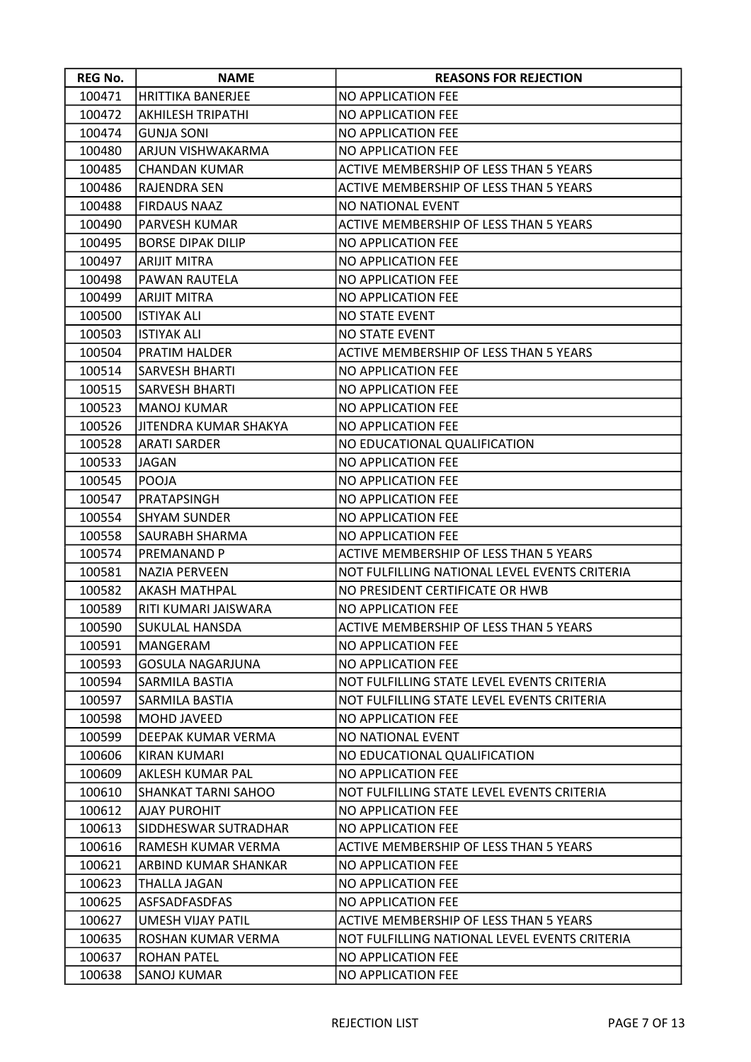| REG No. | NAME | REASONS FOR REJECTION |
| --- | --- | --- |
| 100471 | HRITTIKA BANERJEE | NO APPLICATION FEE |
| 100472 | AKHILESH TRIPATHI | NO APPLICATION FEE |
| 100474 | GUNJA SONI | NO APPLICATION FEE |
| 100480 | ARJUN VISHWAKARMA | NO APPLICATION FEE |
| 100485 | CHANDAN KUMAR | ACTIVE MEMBERSHIP OF LESS THAN 5 YEARS |
| 100486 | RAJENDRA SEN | ACTIVE MEMBERSHIP OF LESS THAN 5 YEARS |
| 100488 | FIRDAUS NAAZ | NO NATIONAL EVENT |
| 100490 | PARVESH KUMAR | ACTIVE MEMBERSHIP OF LESS THAN 5 YEARS |
| 100495 | BORSE DIPAK DILIP | NO APPLICATION FEE |
| 100497 | ARIJIT MITRA | NO APPLICATION FEE |
| 100498 | PAWAN RAUTELA | NO APPLICATION FEE |
| 100499 | ARIJIT MITRA | NO APPLICATION FEE |
| 100500 | ISTIYAK ALI | NO STATE EVENT |
| 100503 | ISTIYAK ALI | NO STATE EVENT |
| 100504 | PRATIM HALDER | ACTIVE MEMBERSHIP OF LESS THAN 5 YEARS |
| 100514 | SARVESH BHARTI | NO APPLICATION FEE |
| 100515 | SARVESH BHARTI | NO APPLICATION FEE |
| 100523 | MANOJ KUMAR | NO APPLICATION FEE |
| 100526 | JITENDRA KUMAR SHAKYA | NO APPLICATION FEE |
| 100528 | ARATI SARDER | NO EDUCATIONAL QUALIFICATION |
| 100533 | JAGAN | NO APPLICATION FEE |
| 100545 | POOJA | NO APPLICATION FEE |
| 100547 | PRATAPSINGH | NO APPLICATION FEE |
| 100554 | SHYAM SUNDER | NO APPLICATION FEE |
| 100558 | SAURABH SHARMA | NO APPLICATION FEE |
| 100574 | PREMANAND P | ACTIVE MEMBERSHIP OF LESS THAN 5 YEARS |
| 100581 | NAZIA PERVEEN | NOT FULFILLING NATIONAL LEVEL EVENTS CRITERIA |
| 100582 | AKASH MATHPAL | NO PRESIDENT CERTIFICATE OR HWB |
| 100589 | RITI KUMARI JAISWARA | NO APPLICATION FEE |
| 100590 | SUKULAL HANSDA | ACTIVE MEMBERSHIP OF LESS THAN 5 YEARS |
| 100591 | MANGERAM | NO APPLICATION FEE |
| 100593 | GOSULA NAGARJUNA | NO APPLICATION FEE |
| 100594 | SARMILA BASTIA | NOT FULFILLING STATE LEVEL EVENTS CRITERIA |
| 100597 | SARMILA BASTIA | NOT FULFILLING STATE LEVEL EVENTS CRITERIA |
| 100598 | MOHD JAVEED | NO APPLICATION FEE |
| 100599 | DEEPAK KUMAR VERMA | NO NATIONAL EVENT |
| 100606 | KIRAN KUMARI | NO EDUCATIONAL QUALIFICATION |
| 100609 | AKLESH KUMAR PAL | NO APPLICATION FEE |
| 100610 | SHANKAT TARNI SAHOO | NOT FULFILLING STATE LEVEL EVENTS CRITERIA |
| 100612 | AJAY PUROHIT | NO APPLICATION FEE |
| 100613 | SIDDHESWAR SUTRADHAR | NO APPLICATION FEE |
| 100616 | RAMESH KUMAR VERMA | ACTIVE MEMBERSHIP OF LESS THAN 5 YEARS |
| 100621 | ARBIND KUMAR SHANKAR | NO APPLICATION FEE |
| 100623 | THALLA JAGAN | NO APPLICATION FEE |
| 100625 | ASFSADFASDFAS | NO APPLICATION FEE |
| 100627 | UMESH VIJAY PATIL | ACTIVE MEMBERSHIP OF LESS THAN 5 YEARS |
| 100635 | ROSHAN KUMAR VERMA | NOT FULFILLING NATIONAL LEVEL EVENTS CRITERIA |
| 100637 | ROHAN PATEL | NO APPLICATION FEE |
| 100638 | SANOJ KUMAR | NO APPLICATION FEE |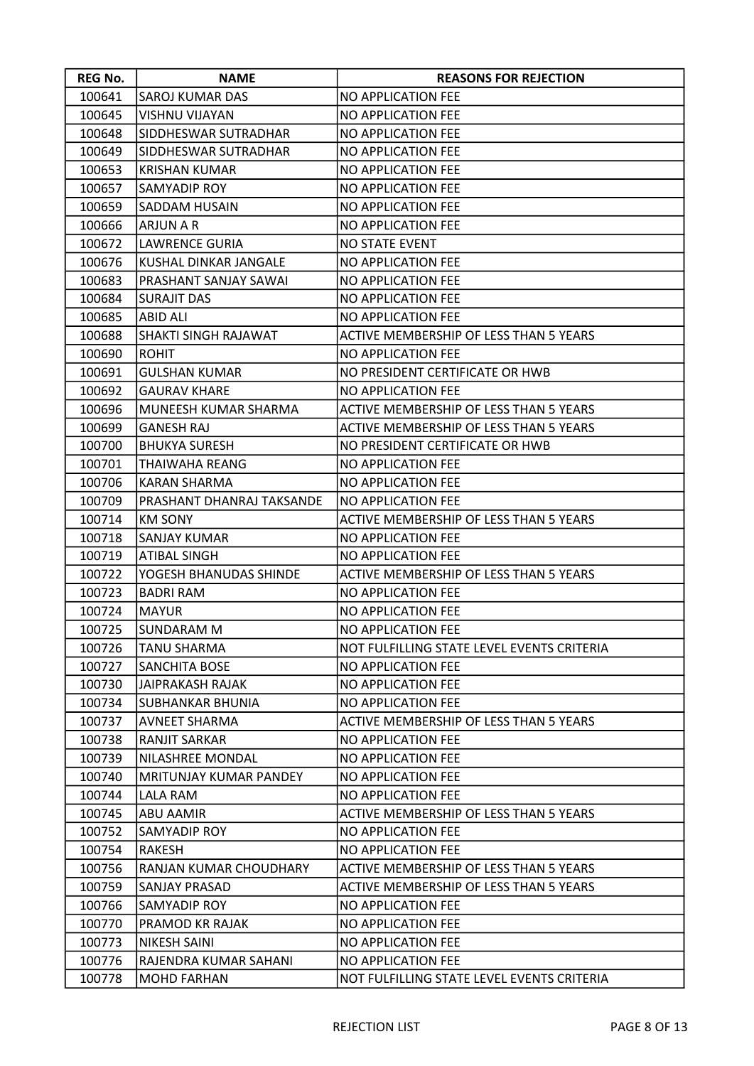| REG No. | NAME | REASONS FOR REJECTION |
|---|---|---|
| 100641 | SAROJ KUMAR DAS | NO APPLICATION FEE |
| 100645 | VISHNU VIJAYAN | NO APPLICATION FEE |
| 100648 | SIDDHESWAR SUTRADHAR | NO APPLICATION FEE |
| 100649 | SIDDHESWAR SUTRADHAR | NO APPLICATION FEE |
| 100653 | KRISHAN KUMAR | NO APPLICATION FEE |
| 100657 | SAMYADIP ROY | NO APPLICATION FEE |
| 100659 | SADDAM HUSAIN | NO APPLICATION FEE |
| 100666 | ARJUN A R | NO APPLICATION FEE |
| 100672 | LAWRENCE GURIA | NO STATE EVENT |
| 100676 | KUSHAL DINKAR JANGALE | NO APPLICATION FEE |
| 100683 | PRASHANT SANJAY SAWAI | NO APPLICATION FEE |
| 100684 | SURAJIT DAS | NO APPLICATION FEE |
| 100685 | ABID ALI | NO APPLICATION FEE |
| 100688 | SHAKTI SINGH RAJAWAT | ACTIVE MEMBERSHIP OF LESS THAN 5 YEARS |
| 100690 | ROHIT | NO APPLICATION FEE |
| 100691 | GULSHAN KUMAR | NO PRESIDENT CERTIFICATE OR HWB |
| 100692 | GAURAV KHARE | NO APPLICATION FEE |
| 100696 | MUNEESH KUMAR SHARMA | ACTIVE MEMBERSHIP OF LESS THAN 5 YEARS |
| 100699 | GANESH RAJ | ACTIVE MEMBERSHIP OF LESS THAN 5 YEARS |
| 100700 | BHUKYA SURESH | NO PRESIDENT CERTIFICATE OR HWB |
| 100701 | THAIWAHA REANG | NO APPLICATION FEE |
| 100706 | KARAN SHARMA | NO APPLICATION FEE |
| 100709 | PRASHANT DHANRAJ TAKSANDE | NO APPLICATION FEE |
| 100714 | KM SONY | ACTIVE MEMBERSHIP OF LESS THAN 5 YEARS |
| 100718 | SANJAY KUMAR | NO APPLICATION FEE |
| 100719 | ATIBAL SINGH | NO APPLICATION FEE |
| 100722 | YOGESH BHANUDAS SHINDE | ACTIVE MEMBERSHIP OF LESS THAN 5 YEARS |
| 100723 | BADRI RAM | NO APPLICATION FEE |
| 100724 | MAYUR | NO APPLICATION FEE |
| 100725 | SUNDARAM M | NO APPLICATION FEE |
| 100726 | TANU SHARMA | NOT FULFILLING STATE LEVEL EVENTS CRITERIA |
| 100727 | SANCHITA BOSE | NO APPLICATION FEE |
| 100730 | JAIPRAKASH RAJAK | NO APPLICATION FEE |
| 100734 | SUBHANKAR BHUNIA | NO APPLICATION FEE |
| 100737 | AVNEET SHARMA | ACTIVE MEMBERSHIP OF LESS THAN 5 YEARS |
| 100738 | RANJIT SARKAR | NO APPLICATION FEE |
| 100739 | NILASHREE MONDAL | NO APPLICATION FEE |
| 100740 | MRITUNJAY KUMAR PANDEY | NO APPLICATION FEE |
| 100744 | LALA RAM | NO APPLICATION FEE |
| 100745 | ABU AAMIR | ACTIVE MEMBERSHIP OF LESS THAN 5 YEARS |
| 100752 | SAMYADIP ROY | NO APPLICATION FEE |
| 100754 | RAKESH | NO APPLICATION FEE |
| 100756 | RANJAN KUMAR CHOUDHARY | ACTIVE MEMBERSHIP OF LESS THAN 5 YEARS |
| 100759 | SANJAY PRASAD | ACTIVE MEMBERSHIP OF LESS THAN 5 YEARS |
| 100766 | SAMYADIP ROY | NO APPLICATION FEE |
| 100770 | PRAMOD KR RAJAK | NO APPLICATION FEE |
| 100773 | NIKESH SAINI | NO APPLICATION FEE |
| 100776 | RAJENDRA KUMAR SAHANI | NO APPLICATION FEE |
| 100778 | MOHD FARHAN | NOT FULFILLING STATE LEVEL EVENTS CRITERIA |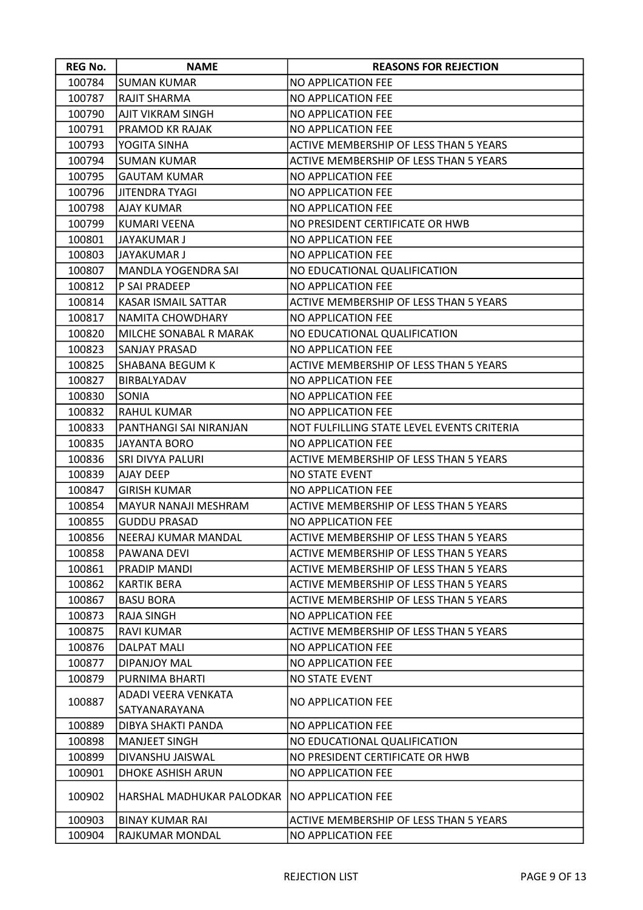| REG No. | NAME | REASONS FOR REJECTION |
|---|---|---|
| 100784 | SUMAN KUMAR | NO APPLICATION FEE |
| 100787 | RAJIT SHARMA | NO APPLICATION FEE |
| 100790 | AJIT VIKRAM SINGH | NO APPLICATION FEE |
| 100791 | PRAMOD KR RAJAK | NO APPLICATION FEE |
| 100793 | YOGITA SINHA | ACTIVE MEMBERSHIP OF LESS THAN 5 YEARS |
| 100794 | SUMAN KUMAR | ACTIVE MEMBERSHIP OF LESS THAN 5 YEARS |
| 100795 | GAUTAM KUMAR | NO APPLICATION FEE |
| 100796 | JITENDRA TYAGI | NO APPLICATION FEE |
| 100798 | AJAY KUMAR | NO APPLICATION FEE |
| 100799 | KUMARI VEENA | NO PRESIDENT CERTIFICATE OR HWB |
| 100801 | JAYAKUMAR J | NO APPLICATION FEE |
| 100803 | JAYAKUMAR J | NO APPLICATION FEE |
| 100807 | MANDLA YOGENDRA SAI | NO EDUCATIONAL QUALIFICATION |
| 100812 | P SAI PRADEEP | NO APPLICATION FEE |
| 100814 | KASAR ISMAIL SATTAR | ACTIVE MEMBERSHIP OF LESS THAN 5 YEARS |
| 100817 | NAMITA CHOWDHARY | NO APPLICATION FEE |
| 100820 | MILCHE SONABAL R MARAK | NO EDUCATIONAL QUALIFICATION |
| 100823 | SANJAY PRASAD | NO APPLICATION FEE |
| 100825 | SHABANA BEGUM K | ACTIVE MEMBERSHIP OF LESS THAN 5 YEARS |
| 100827 | BIRBALYADAV | NO APPLICATION FEE |
| 100830 | SONIA | NO APPLICATION FEE |
| 100832 | RAHUL KUMAR | NO APPLICATION FEE |
| 100833 | PANTHANGI SAI NIRANJAN | NOT FULFILLING STATE LEVEL EVENTS CRITERIA |
| 100835 | JAYANTA BORO | NO APPLICATION FEE |
| 100836 | SRI DIVYA PALURI | ACTIVE MEMBERSHIP OF LESS THAN 5 YEARS |
| 100839 | AJAY DEEP | NO STATE EVENT |
| 100847 | GIRISH KUMAR | NO APPLICATION FEE |
| 100854 | MAYUR NANAJI MESHRAM | ACTIVE MEMBERSHIP OF LESS THAN 5 YEARS |
| 100855 | GUDDU PRASAD | NO APPLICATION FEE |
| 100856 | NEERAJ KUMAR MANDAL | ACTIVE MEMBERSHIP OF LESS THAN 5 YEARS |
| 100858 | PAWANA DEVI | ACTIVE MEMBERSHIP OF LESS THAN 5 YEARS |
| 100861 | PRADIP MANDI | ACTIVE MEMBERSHIP OF LESS THAN 5 YEARS |
| 100862 | KARTIK BERA | ACTIVE MEMBERSHIP OF LESS THAN 5 YEARS |
| 100867 | BASU BORA | ACTIVE MEMBERSHIP OF LESS THAN 5 YEARS |
| 100873 | RAJA SINGH | NO APPLICATION FEE |
| 100875 | RAVI KUMAR | ACTIVE MEMBERSHIP OF LESS THAN 5 YEARS |
| 100876 | DALPAT MALI | NO APPLICATION FEE |
| 100877 | DIPANJOY MAL | NO APPLICATION FEE |
| 100879 | PURNIMA BHARTI | NO STATE EVENT |
| 100887 | ADADI VEERA VENKATA SATYANARAYANA | NO APPLICATION FEE |
| 100889 | DIBYA SHAKTI PANDA | NO APPLICATION FEE |
| 100898 | MANJEET SINGH | NO EDUCATIONAL QUALIFICATION |
| 100899 | DIVANSHU JAISWAL | NO PRESIDENT CERTIFICATE OR HWB |
| 100901 | DHOKE ASHISH ARUN | NO APPLICATION FEE |
| 100902 | HARSHAL MADHUKAR PALODKAR | NO APPLICATION FEE |
| 100903 | BINAY KUMAR RAI | ACTIVE MEMBERSHIP OF LESS THAN 5 YEARS |
| 100904 | RAJKUMAR MONDAL | NO APPLICATION FEE |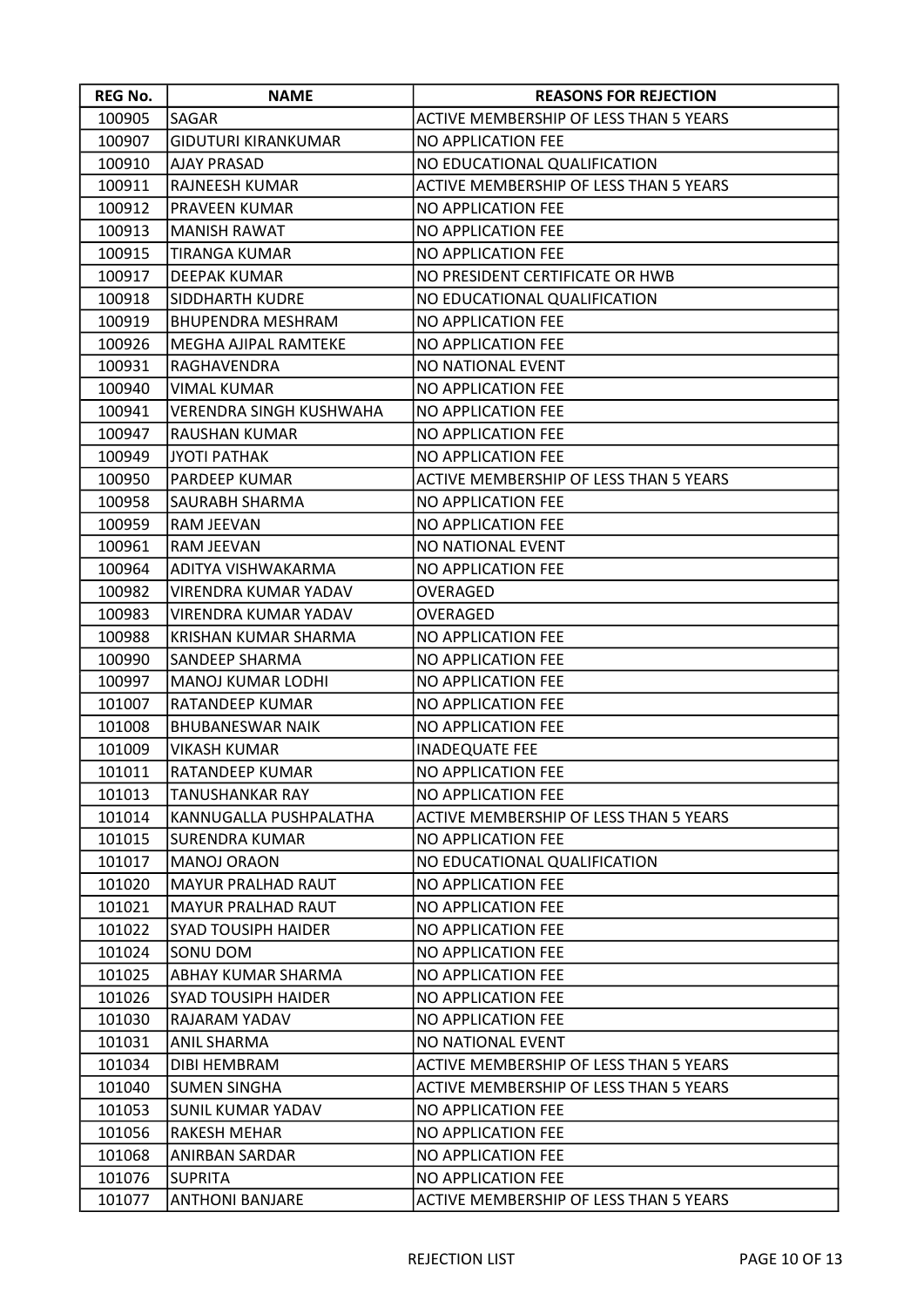| REG No. | NAME | REASONS FOR REJECTION |
|---|---|---|
| 100905 | SAGAR | ACTIVE MEMBERSHIP OF LESS THAN 5 YEARS |
| 100907 | GIDUTURI KIRANKUMAR | NO APPLICATION FEE |
| 100910 | AJAY PRASAD | NO EDUCATIONAL QUALIFICATION |
| 100911 | RAJNEESH KUMAR | ACTIVE MEMBERSHIP OF LESS THAN 5 YEARS |
| 100912 | PRAVEEN KUMAR | NO APPLICATION FEE |
| 100913 | MANISH RAWAT | NO APPLICATION FEE |
| 100915 | TIRANGA KUMAR | NO APPLICATION FEE |
| 100917 | DEEPAK KUMAR | NO PRESIDENT CERTIFICATE OR HWB |
| 100918 | SIDDHARTH KUDRE | NO EDUCATIONAL QUALIFICATION |
| 100919 | BHUPENDRA MESHRAM | NO APPLICATION FEE |
| 100926 | MEGHA AJIPAL RAMTEKE | NO APPLICATION FEE |
| 100931 | RAGHAVENDRA | NO NATIONAL EVENT |
| 100940 | VIMAL KUMAR | NO APPLICATION FEE |
| 100941 | VERENDRA SINGH KUSHWAHA | NO APPLICATION FEE |
| 100947 | RAUSHAN KUMAR | NO APPLICATION FEE |
| 100949 | JYOTI PATHAK | NO APPLICATION FEE |
| 100950 | PARDEEP KUMAR | ACTIVE MEMBERSHIP OF LESS THAN 5 YEARS |
| 100958 | SAURABH SHARMA | NO APPLICATION FEE |
| 100959 | RAM JEEVAN | NO APPLICATION FEE |
| 100961 | RAM JEEVAN | NO NATIONAL EVENT |
| 100964 | ADITYA VISHWAKARMA | NO APPLICATION FEE |
| 100982 | VIRENDRA KUMAR YADAV | OVERAGED |
| 100983 | VIRENDRA KUMAR YADAV | OVERAGED |
| 100988 | KRISHAN KUMAR SHARMA | NO APPLICATION FEE |
| 100990 | SANDEEP SHARMA | NO APPLICATION FEE |
| 100997 | MANOJ KUMAR LODHI | NO APPLICATION FEE |
| 101007 | RATANDEEP KUMAR | NO APPLICATION FEE |
| 101008 | BHUBANESWAR NAIK | NO APPLICATION FEE |
| 101009 | VIKASH KUMAR | INADEQUATE FEE |
| 101011 | RATANDEEP KUMAR | NO APPLICATION FEE |
| 101013 | TANUSHANKAR RAY | NO APPLICATION FEE |
| 101014 | KANNUGALLA PUSHPALATHA | ACTIVE MEMBERSHIP OF LESS THAN 5 YEARS |
| 101015 | SURENDRA KUMAR | NO APPLICATION FEE |
| 101017 | MANOJ ORAON | NO EDUCATIONAL QUALIFICATION |
| 101020 | MAYUR PRALHAD RAUT | NO APPLICATION FEE |
| 101021 | MAYUR PRALHAD RAUT | NO APPLICATION FEE |
| 101022 | SYAD TOUSIPH HAIDER | NO APPLICATION FEE |
| 101024 | SONU DOM | NO APPLICATION FEE |
| 101025 | ABHAY KUMAR SHARMA | NO APPLICATION FEE |
| 101026 | SYAD TOUSIPH HAIDER | NO APPLICATION FEE |
| 101030 | RAJARAM YADAV | NO APPLICATION FEE |
| 101031 | ANIL SHARMA | NO NATIONAL EVENT |
| 101034 | DIBI HEMBRAM | ACTIVE MEMBERSHIP OF LESS THAN 5 YEARS |
| 101040 | SUMEN SINGHA | ACTIVE MEMBERSHIP OF LESS THAN 5 YEARS |
| 101053 | SUNIL KUMAR YADAV | NO APPLICATION FEE |
| 101056 | RAKESH MEHAR | NO APPLICATION FEE |
| 101068 | ANIRBAN SARDAR | NO APPLICATION FEE |
| 101076 | SUPRITA | NO APPLICATION FEE |
| 101077 | ANTHONI BANJARE | ACTIVE MEMBERSHIP OF LESS THAN 5 YEARS |

REJECTION LIST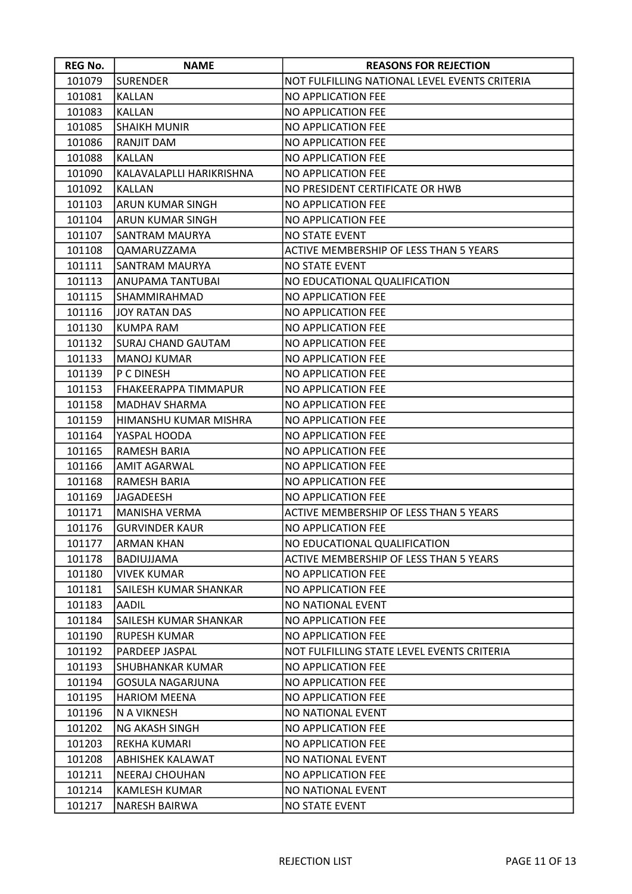| REG No. | NAME | REASONS FOR REJECTION |
| --- | --- | --- |
| 101079 | SURENDER | NOT FULFILLING NATIONAL LEVEL EVENTS CRITERIA |
| 101081 | KALLAN | NO APPLICATION FEE |
| 101083 | KALLAN | NO APPLICATION FEE |
| 101085 | SHAIKH MUNIR | NO APPLICATION FEE |
| 101086 | RANJIT DAM | NO APPLICATION FEE |
| 101088 | KALLAN | NO APPLICATION FEE |
| 101090 | KALAVALAPLLI HARIKRISHNA | NO APPLICATION FEE |
| 101092 | KALLAN | NO PRESIDENT CERTIFICATE OR HWB |
| 101103 | ARUN KUMAR SINGH | NO APPLICATION FEE |
| 101104 | ARUN KUMAR SINGH | NO APPLICATION FEE |
| 101107 | SANTRAM MAURYA | NO STATE EVENT |
| 101108 | QAMARUZZAMA | ACTIVE MEMBERSHIP OF LESS THAN 5 YEARS |
| 101111 | SANTRAM MAURYA | NO STATE EVENT |
| 101113 | ANUPAMA TANTUBAI | NO EDUCATIONAL QUALIFICATION |
| 101115 | SHAMMIRAHMAD | NO APPLICATION FEE |
| 101116 | JOY RATAN DAS | NO APPLICATION FEE |
| 101130 | KUMPA RAM | NO APPLICATION FEE |
| 101132 | SURAJ CHAND GAUTAM | NO APPLICATION FEE |
| 101133 | MANOJ KUMAR | NO APPLICATION FEE |
| 101139 | P C DINESH | NO APPLICATION FEE |
| 101153 | FHAKEERAPPA TIMMAPUR | NO APPLICATION FEE |
| 101158 | MADHAV SHARMA | NO APPLICATION FEE |
| 101159 | HIMANSHU KUMAR MISHRA | NO APPLICATION FEE |
| 101164 | YASPAL HOODA | NO APPLICATION FEE |
| 101165 | RAMESH BARIA | NO APPLICATION FEE |
| 101166 | AMIT AGARWAL | NO APPLICATION FEE |
| 101168 | RAMESH BARIA | NO APPLICATION FEE |
| 101169 | JAGADEESH | NO APPLICATION FEE |
| 101171 | MANISHA VERMA | ACTIVE MEMBERSHIP OF LESS THAN 5 YEARS |
| 101176 | GURVINDER KAUR | NO APPLICATION FEE |
| 101177 | ARMAN KHAN | NO EDUCATIONAL QUALIFICATION |
| 101178 | BADIUJJAMA | ACTIVE MEMBERSHIP OF LESS THAN 5 YEARS |
| 101180 | VIVEK KUMAR | NO APPLICATION FEE |
| 101181 | SAILESH KUMAR SHANKAR | NO APPLICATION FEE |
| 101183 | AADIL | NO NATIONAL EVENT |
| 101184 | SAILESH KUMAR SHANKAR | NO APPLICATION FEE |
| 101190 | RUPESH KUMAR | NO APPLICATION FEE |
| 101192 | PARDEEP JASPAL | NOT FULFILLING STATE LEVEL EVENTS CRITERIA |
| 101193 | SHUBHANKAR KUMAR | NO APPLICATION FEE |
| 101194 | GOSULA NAGARJUNA | NO APPLICATION FEE |
| 101195 | HARIOM MEENA | NO APPLICATION FEE |
| 101196 | N A VIKNESH | NO NATIONAL EVENT |
| 101202 | NG AKASH SINGH | NO APPLICATION FEE |
| 101203 | REKHA KUMARI | NO APPLICATION FEE |
| 101208 | ABHISHEK KALAWAT | NO NATIONAL EVENT |
| 101211 | NEERAJ CHOUHAN | NO APPLICATION FEE |
| 101214 | KAMLESH KUMAR | NO NATIONAL EVENT |
| 101217 | NARESH BAIRWA | NO STATE EVENT |

REJECTION LIST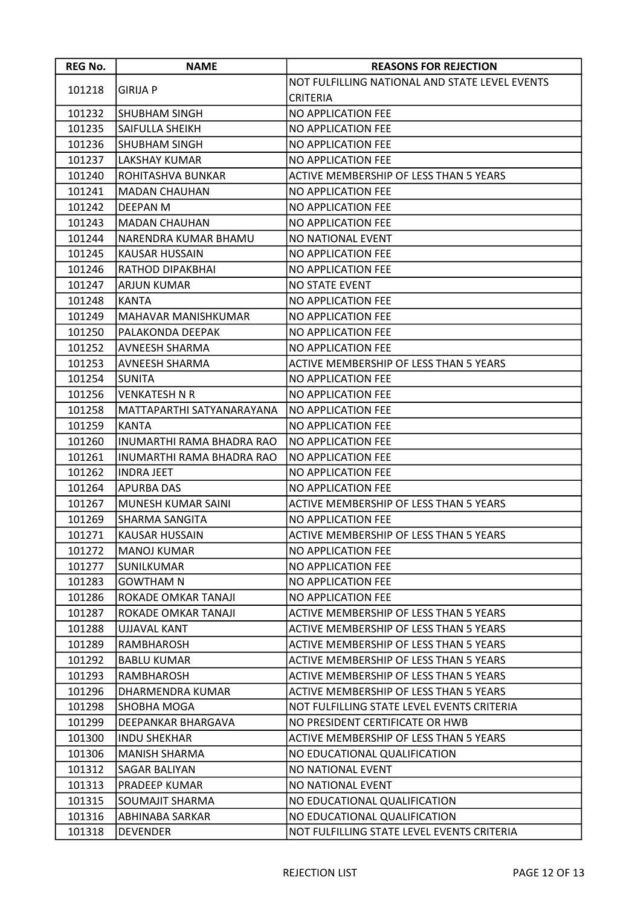| REG No. | NAME | REASONS FOR REJECTION |
|---|---|---|
| 101218 | GIRIJA P | NOT FULFILLING NATIONAL AND STATE LEVEL EVENTS CRITERIA |
| 101232 | SHUBHAM SINGH | NO APPLICATION FEE |
| 101235 | SAIFULLA SHEIKH | NO APPLICATION FEE |
| 101236 | SHUBHAM SINGH | NO APPLICATION FEE |
| 101237 | LAKSHAY KUMAR | NO APPLICATION FEE |
| 101240 | ROHITASHVA BUNKAR | ACTIVE MEMBERSHIP OF LESS THAN 5 YEARS |
| 101241 | MADAN CHAUHAN | NO APPLICATION FEE |
| 101242 | DEEPAN M | NO APPLICATION FEE |
| 101243 | MADAN CHAUHAN | NO APPLICATION FEE |
| 101244 | NARENDRA KUMAR BHAMU | NO NATIONAL EVENT |
| 101245 | KAUSAR HUSSAIN | NO APPLICATION FEE |
| 101246 | RATHOD DIPAKBHAI | NO APPLICATION FEE |
| 101247 | ARJUN KUMAR | NO STATE EVENT |
| 101248 | KANTA | NO APPLICATION FEE |
| 101249 | MAHAVAR MANISHKUMAR | NO APPLICATION FEE |
| 101250 | PALAKONDA DEEPAK | NO APPLICATION FEE |
| 101252 | AVNEESH SHARMA | NO APPLICATION FEE |
| 101253 | AVNEESH SHARMA | ACTIVE MEMBERSHIP OF LESS THAN 5 YEARS |
| 101254 | SUNITA | NO APPLICATION FEE |
| 101256 | VENKATESH N R | NO APPLICATION FEE |
| 101258 | MATTAPARTHI SATYANARAYANA | NO APPLICATION FEE |
| 101259 | KANTA | NO APPLICATION FEE |
| 101260 | INUMARTHI RAMA BHADRA RAO | NO APPLICATION FEE |
| 101261 | INUMARTHI RAMA BHADRA RAO | NO APPLICATION FEE |
| 101262 | INDRA JEET | NO APPLICATION FEE |
| 101264 | APURBA DAS | NO APPLICATION FEE |
| 101267 | MUNESH KUMAR SAINI | ACTIVE MEMBERSHIP OF LESS THAN 5 YEARS |
| 101269 | SHARMA SANGITA | NO APPLICATION FEE |
| 101271 | KAUSAR HUSSAIN | ACTIVE MEMBERSHIP OF LESS THAN 5 YEARS |
| 101272 | MANOJ KUMAR | NO APPLICATION FEE |
| 101277 | SUNILKUMAR | NO APPLICATION FEE |
| 101283 | GOWTHAM N | NO APPLICATION FEE |
| 101286 | ROKADE OMKAR TANAJI | NO APPLICATION FEE |
| 101287 | ROKADE OMKAR TANAJI | ACTIVE MEMBERSHIP OF LESS THAN 5 YEARS |
| 101288 | UJJAVAL KANT | ACTIVE MEMBERSHIP OF LESS THAN 5 YEARS |
| 101289 | RAMBHAROSH | ACTIVE MEMBERSHIP OF LESS THAN 5 YEARS |
| 101292 | BABLU KUMAR | ACTIVE MEMBERSHIP OF LESS THAN 5 YEARS |
| 101293 | RAMBHAROSH | ACTIVE MEMBERSHIP OF LESS THAN 5 YEARS |
| 101296 | DHARMENDRA KUMAR | ACTIVE MEMBERSHIP OF LESS THAN 5 YEARS |
| 101298 | SHOBHA MOGA | NOT FULFILLING STATE LEVEL EVENTS CRITERIA |
| 101299 | DEEPANKAR BHARGAVA | NO PRESIDENT CERTIFICATE OR HWB |
| 101300 | INDU SHEKHAR | ACTIVE MEMBERSHIP OF LESS THAN 5 YEARS |
| 101306 | MANISH SHARMA | NO EDUCATIONAL QUALIFICATION |
| 101312 | SAGAR BALIYAN | NO NATIONAL EVENT |
| 101313 | PRADEEP KUMAR | NO NATIONAL EVENT |
| 101315 | SOUMAJIT SHARMA | NO EDUCATIONAL QUALIFICATION |
| 101316 | ABHINABA SARKAR | NO EDUCATIONAL QUALIFICATION |
| 101318 | DEVENDER | NOT FULFILLING STATE LEVEL EVENTS CRITERIA |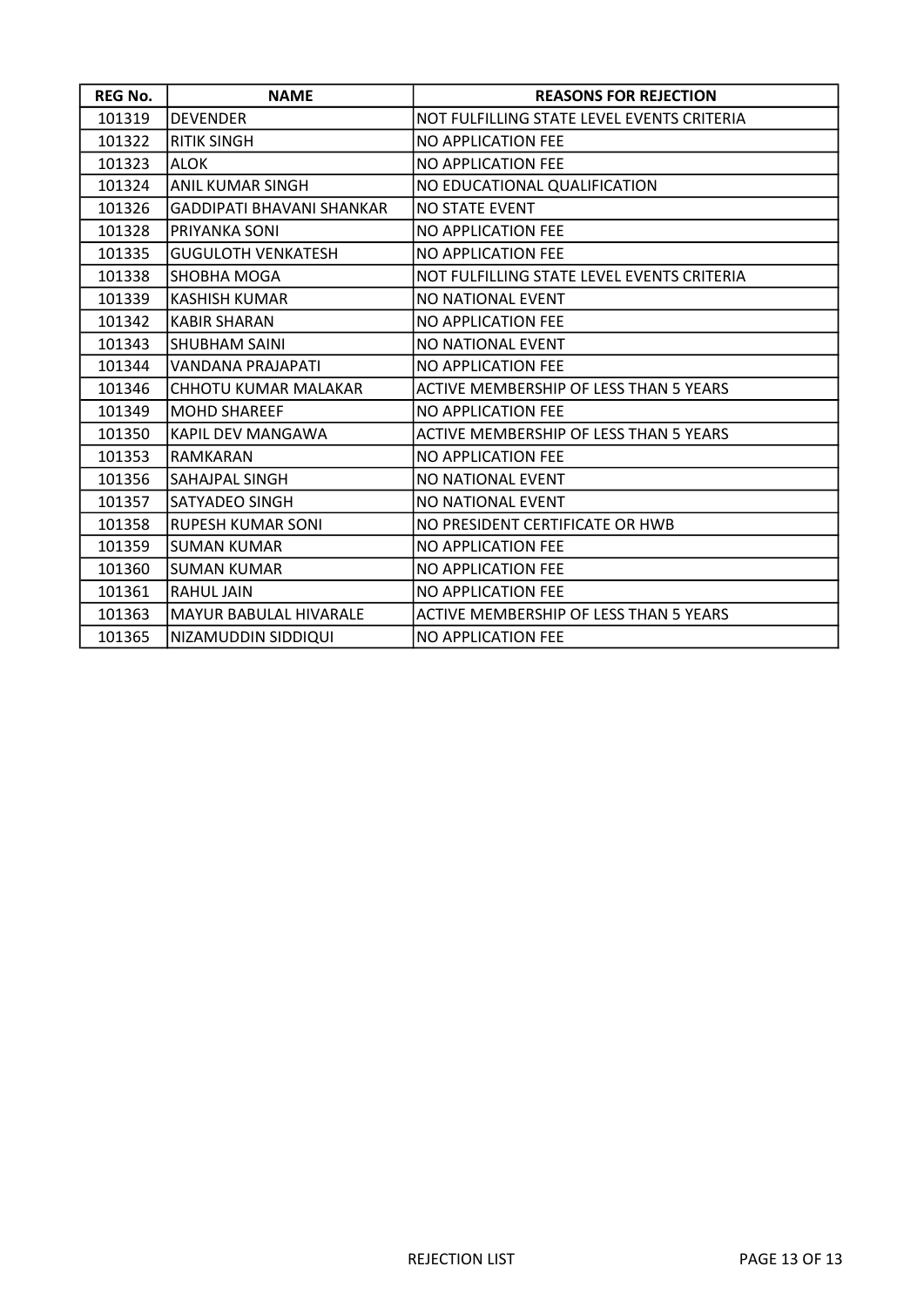| REG No. | NAME | REASONS FOR REJECTION |
| --- | --- | --- |
| 101319 | DEVENDER | NOT FULFILLING STATE LEVEL EVENTS CRITERIA |
| 101322 | RITIK SINGH | NO APPLICATION FEE |
| 101323 | ALOK | NO APPLICATION FEE |
| 101324 | ANIL KUMAR SINGH | NO EDUCATIONAL QUALIFICATION |
| 101326 | GADDIPATI BHAVANI SHANKAR | NO STATE EVENT |
| 101328 | PRIYANKA SONI | NO APPLICATION FEE |
| 101335 | GUGULOTH VENKATESH | NO APPLICATION FEE |
| 101338 | SHOBHA MOGA | NOT FULFILLING STATE LEVEL EVENTS CRITERIA |
| 101339 | KASHISH KUMAR | NO NATIONAL EVENT |
| 101342 | KABIR SHARAN | NO APPLICATION FEE |
| 101343 | SHUBHAM SAINI | NO NATIONAL EVENT |
| 101344 | VANDANA PRAJAPATI | NO APPLICATION FEE |
| 101346 | CHHOTU KUMAR MALAKAR | ACTIVE MEMBERSHIP OF LESS THAN 5 YEARS |
| 101349 | MOHD SHAREEF | NO APPLICATION FEE |
| 101350 | KAPIL DEV MANGAWA | ACTIVE MEMBERSHIP OF LESS THAN 5 YEARS |
| 101353 | RAMKARAN | NO APPLICATION FEE |
| 101356 | SAHAJPAL SINGH | NO NATIONAL EVENT |
| 101357 | SATYADEO SINGH | NO NATIONAL EVENT |
| 101358 | RUPESH KUMAR SONI | NO PRESIDENT CERTIFICATE OR HWB |
| 101359 | SUMAN KUMAR | NO APPLICATION FEE |
| 101360 | SUMAN KUMAR | NO APPLICATION FEE |
| 101361 | RAHUL JAIN | NO APPLICATION FEE |
| 101363 | MAYUR BABULAL HIVARALE | ACTIVE MEMBERSHIP OF LESS THAN 5 YEARS |
| 101365 | NIZAMUDDIN SIDDIQUI | NO APPLICATION FEE |